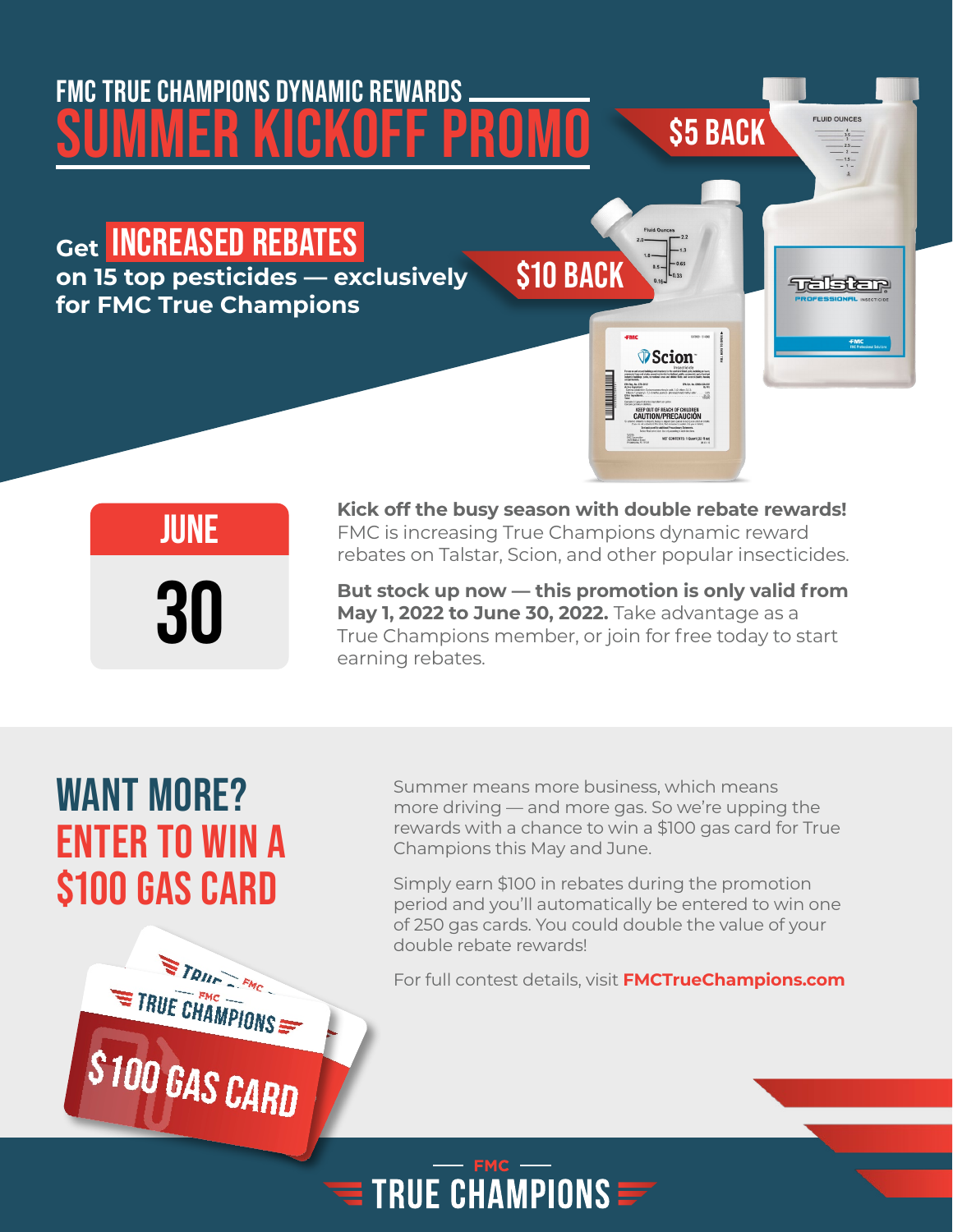## FMC TRUE CHAMPIONS DYNAMIC REWARDS

# SUMMER KICKOFF PROMO

**Get INCREASED REBATES on 15 top pesticides — exclusively for FMC True Champions**

$5 BACK

$10 BACK

JUNE

30

**Kick off the busy season with double rebate rewards!** FMC is increasing True Champions dynamic reward rebates on Talstar, Scion, and other popular insecticides.

**But stock up now — this promotion is only valid from May 1, 2022 to June 30, 2022.** Take advantage as a True Champions member, or join for free today to start earning rebates.

## WANT MORE? ENTER TO WIN A $100 GAS CARD

Summer means more business, which means more driving — and more gas. So we're upping the rewards with a chance to win a $100 gas card for True Champions this May and June.

Simply earn $100 in rebates during the promotion period and you'll automatically be entered to win one of 250 gas cards. You could double the value of your double rebate rewards!

For full contest details, visit **FMCTrueChampions.com**

FMC TRUE CHAMPIONS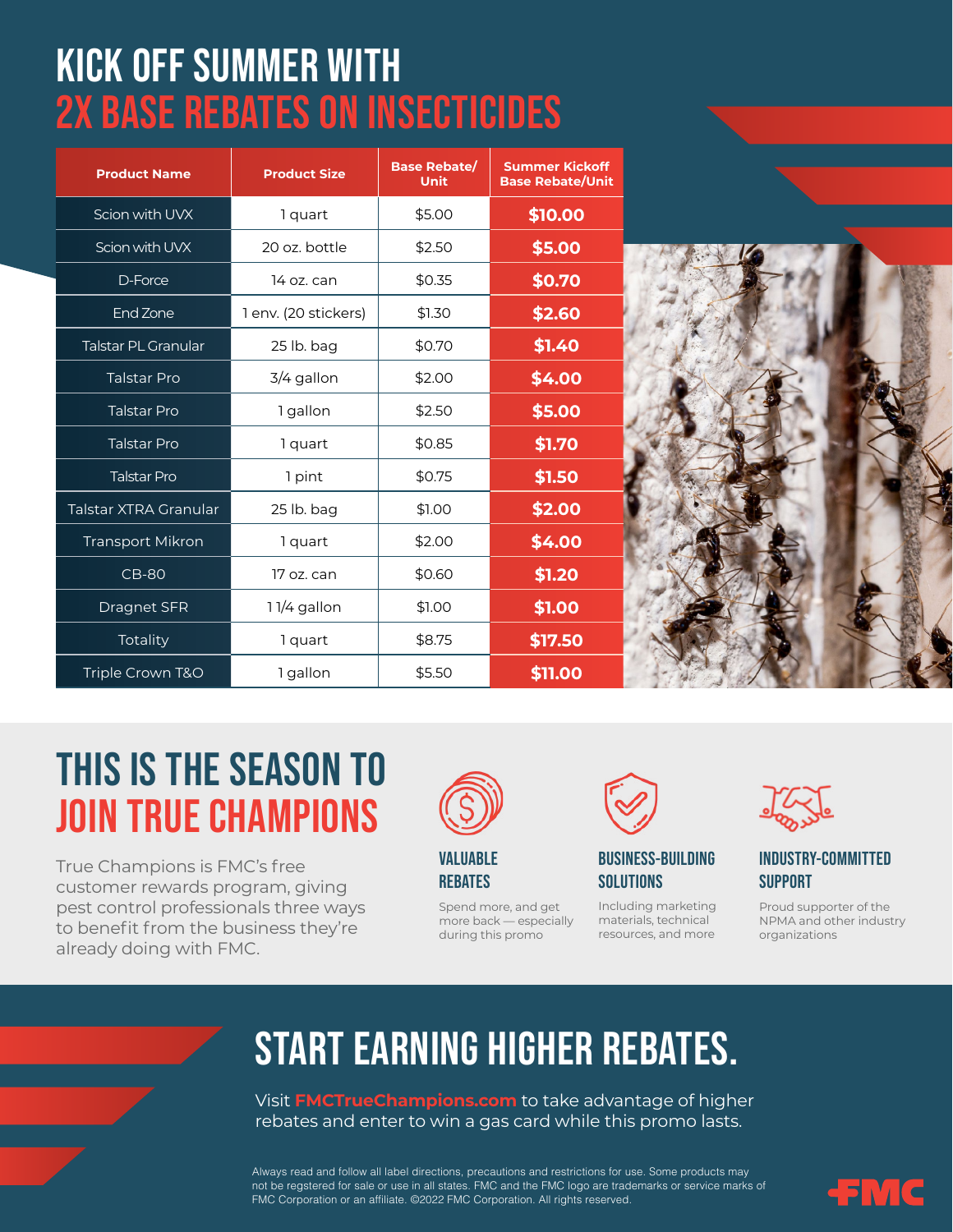# KICK OFF SUMMER WITH 2X BASE REBATES ON INSECTICIDES

| Product Name | Product Size | Base Rebate/ Unit | Summer Kickoff Base Rebate/Unit |
|---|---|---|---|
| Scion with UVX | 1 quart | $5.00 | **$10.00** |
| Scion with UVX | 20 oz. bottle | $2.50 | **$5.00** |
| D-Force | 14 oz. can | $0.35 | **$0.70** |
| End Zone | 1 env. (20 stickers) | $1.30 | **$2.60** |
| Talstar PL Granular | 25 lb. bag | $0.70 | **$1.40** |
| Talstar Pro | 3/4 gallon | $2.00 | **$4.00** |
| Talstar Pro | 1 gallon | $2.50 | **$5.00** |
| Talstar Pro | 1 quart | $0.85 | **$1.70** |
| Talstar Pro | 1 pint | $0.75 | **$1.50** |
| Talstar XTRA Granular | 25 lb. bag | $1.00 | **$2.00** |
| Transport Mikron | 1 quart | $2.00 | **$4.00** |
| CB-80 | 17 oz. can | $0.60 | **$1.20** |
| Dragnet SFR | 1 1/4 gallon | $1.00 | **$1.00** |
| Totality | 1 quart | $8.75 | **$17.50** |
| Triple Crown T&O | 1 gallon | $5.50 | **$11.00** |

## THIS IS THE SEASON TO JOIN TRUE CHAMPIONS

True Champions is FMC's free customer rewards program, giving pest control professionals three ways to benefit from the business they're already doing with FMC.

### VALUABLE REBATES

Spend more, and get more back — especially during this promo

### BUSINESS-BUILDING SOLUTIONS

Including marketing materials, technical resources, and more

### INDUSTRY-COMMITTED SUPPORT

Proud supporter of the NPMA and other industry organizations

## START EARNING HIGHER REBATES.

Visit **FMCTrueChampions.com** to take advantage of higher rebates and enter to win a gas card while this promo lasts.

Always read and follow all label directions, precautions and restrictions for use. Some products may not be regstered for sale or use in all states. FMC and the FMC logo are trademarks or service marks of FMC Corporation or an affiliate. ©2022 FMC Corporation. All rights reserved.

FMC